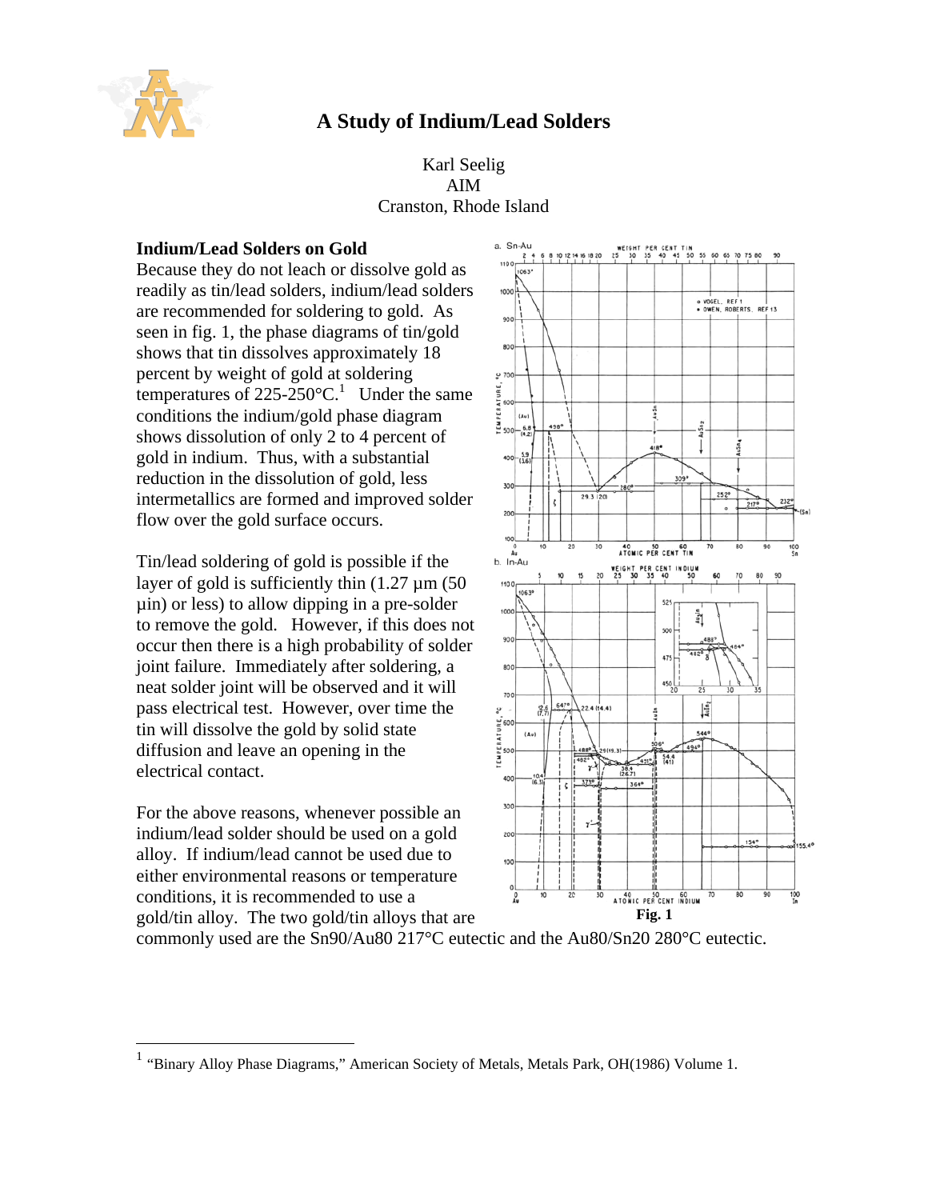// A Study of Indium/Lead Solders

Karl Seelig
AIM
Cranston, Rhode Island

## Indium/Lead Solders on Gold

Because they do not leach or dissolve gold as readily as tin/lead solders, indium/lead solders are recommended for soldering to gold. As seen in fig. 1, the phase diagrams of tin/gold shows that tin dissolves approximately 18 percent by weight of gold at soldering temperatures of 225-250°C.[1] Under the same conditions the indium/gold phase diagram shows dissolution of only 2 to 4 percent of gold in indium. Thus, with a substantial reduction in the dissolution of gold, less intermetallics are formed and improved solder flow over the gold surface occurs.

Tin/lead soldering of gold is possible if the layer of gold is sufficiently thin (1.27 µm (50 µin) or less) to allow dipping in a pre-solder to remove the gold. However, if this does not occur then there is a high probability of solder joint failure. Immediately after soldering, a neat solder joint will be observed and it will pass electrical test. However, over time the tin will dissolve the gold by solid state diffusion and leave an opening in the electrical contact.

For the above reasons, whenever possible an indium/lead solder should be used on a gold alloy. If indium/lead cannot be used due to either environmental reasons or temperature conditions, it is recommended to use a gold/tin alloy. The two gold/tin alloys that are commonly used are the Sn90/Au80 217°C eutectic and the Au80/Sn20 280°C eutectic.

**Fig. 1**

[1] "Binary Alloy Phase Diagrams," American Society of Metals, Metals Park, OH(1986) Volume 1.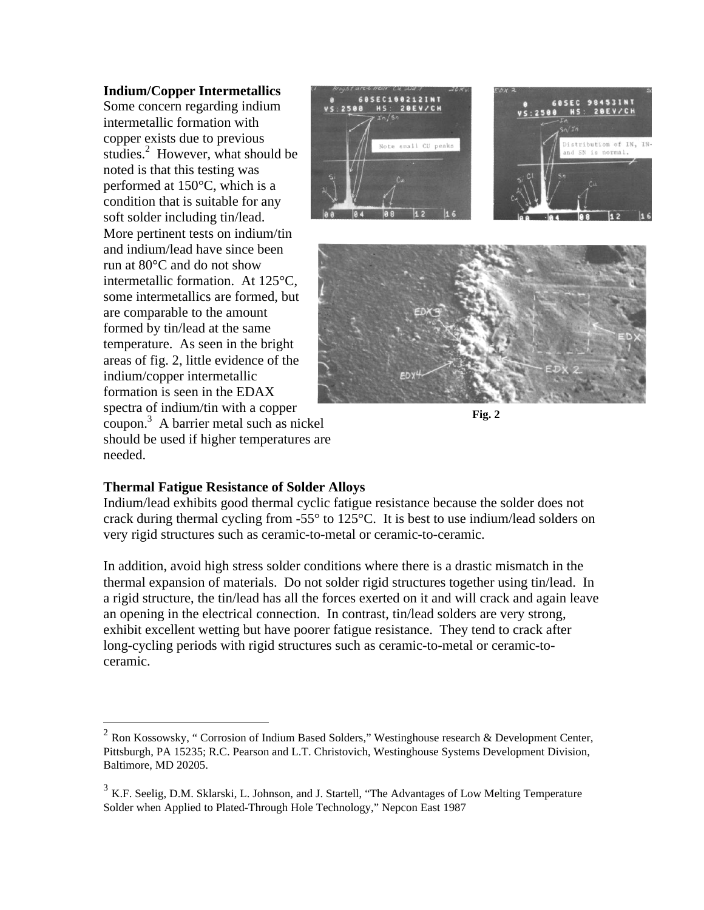**Indium/Copper Intermetallics**

Some concern regarding indium intermetallic formation with copper exists due to previous studies.[2] However, what should be noted is that this testing was performed at 150°C, which is a condition that is suitable for any soft solder including tin/lead. More pertinent tests on indium/tin and indium/lead have since been run at 80°C and do not show intermetallic formation. At 125°C, some intermetallics are formed, but are comparable to the amount formed by tin/lead at the same temperature. As seen in the bright areas of fig. 2, little evidence of the indium/copper intermetallic formation is seen in the EDAX spectra of indium/tin with a copper coupon.[3] A barrier metal such as nickel should be used if higher temperatures are needed.

**Fig. 2**

**Thermal Fatigue Resistance of Solder Alloys**

Indium/lead exhibits good thermal cyclic fatigue resistance because the solder does not crack during thermal cycling from -55° to 125°C. It is best to use indium/lead solders on very rigid structures such as ceramic-to-metal or ceramic-to-ceramic.

In addition, avoid high stress solder conditions where there is a drastic mismatch in the thermal expansion of materials. Do not solder rigid structures together using tin/lead. In a rigid structure, the tin/lead has all the forces exerted on it and will crack and again leave an opening in the electrical connection. In contrast, tin/lead solders are very strong, exhibit excellent wetting but have poorer fatigue resistance. They tend to crack after long-cycling periods with rigid structures such as ceramic-to-metal or ceramic-to-ceramic.

---

[2] Ron Kossowsky, " Corrosion of Indium Based Solders," Westinghouse research & Development Center, Pittsburgh, PA 15235; R.C. Pearson and L.T. Christovich, Westinghouse Systems Development Division, Baltimore, MD 20205.

[3] K.F. Seelig, D.M. Sklarski, L. Johnson, and J. Startell, "The Advantages of Low Melting Temperature Solder when Applied to Plated-Through Hole Technology," Nepcon East 1987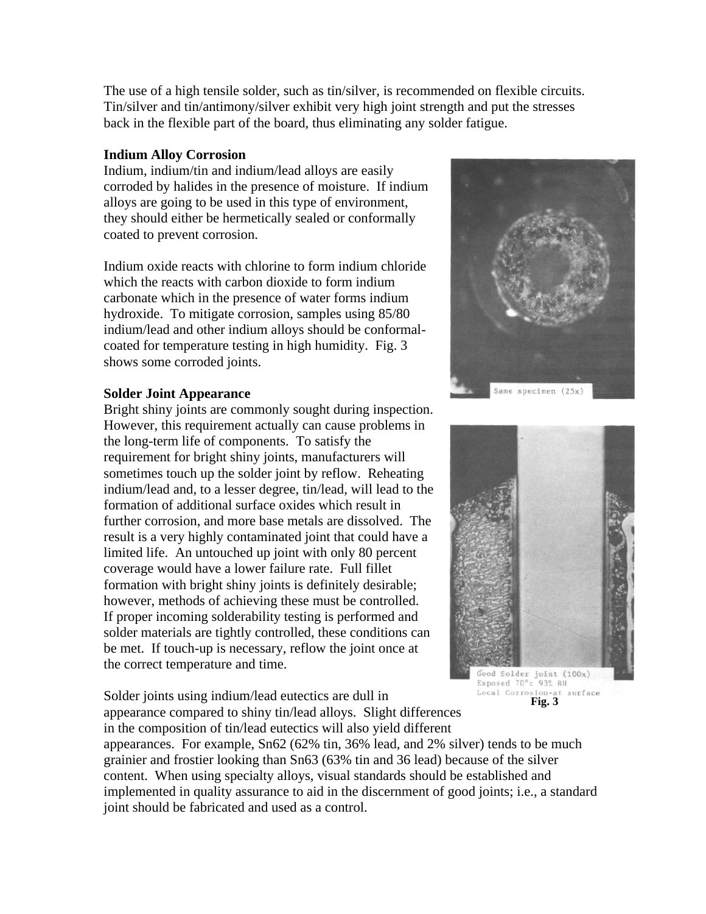The use of a high tensile solder, such as tin/silver, is recommended on flexible circuits. Tin/silver and tin/antimony/silver exhibit very high joint strength and put the stresses back in the flexible part of the board, thus eliminating any solder fatigue.

**Indium Alloy Corrosion**

Indium, indium/tin and indium/lead alloys are easily corroded by halides in the presence of moisture. If indium alloys are going to be used in this type of environment, they should either be hermetically sealed or conformally coated to prevent corrosion.

Indium oxide reacts with chlorine to form indium chloride which the reacts with carbon dioxide to form indium carbonate which in the presence of water forms indium hydroxide. To mitigate corrosion, samples using 85/80 indium/lead and other indium alloys should be conformal-coated for temperature testing in high humidity. Fig. 3 shows some corroded joints.

Same specimen (25x)

Good Solder joint (100x)
Exposed 70°c 93% RH
Local Corrosion-at surface

**Fig. 3**

**Solder Joint Appearance**

Bright shiny joints are commonly sought during inspection. However, this requirement actually can cause problems in the long-term life of components. To satisfy the requirement for bright shiny joints, manufacturers will sometimes touch up the solder joint by reflow. Reheating indium/lead and, to a lesser degree, tin/lead, will lead to the formation of additional surface oxides which result in further corrosion, and more base metals are dissolved. The result is a very highly contaminated joint that could have a limited life. An untouched up joint with only 80 percent coverage would have a lower failure rate. Full fillet formation with bright shiny joints is definitely desirable; however, methods of achieving these must be controlled. If proper incoming solderability testing is performed and solder materials are tightly controlled, these conditions can be met. If touch-up is necessary, reflow the joint once at the correct temperature and time.

Solder joints using indium/lead eutectics are dull in appearance compared to shiny tin/lead alloys. Slight differences in the composition of tin/lead eutectics will also yield different appearances. For example, Sn62 (62% tin, 36% lead, and 2% silver) tends to be much grainier and frostier looking than Sn63 (63% tin and 36 lead) because of the silver content. When using specialty alloys, visual standards should be established and implemented in quality assurance to aid in the discernment of good joints; i.e., a standard joint should be fabricated and used as a control.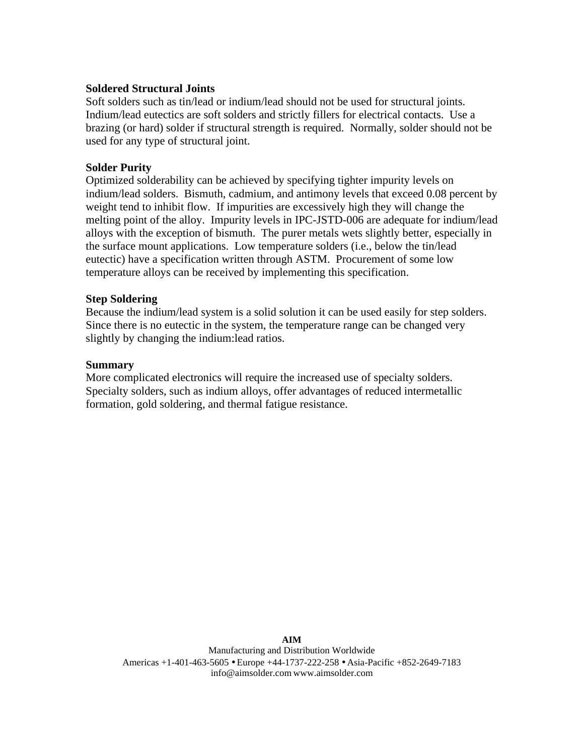**Soldered Structural Joints**

Soft solders such as tin/lead or indium/lead should not be used for structural joints. Indium/lead eutectics are soft solders and strictly fillers for electrical contacts. Use a brazing (or hard) solder if structural strength is required. Normally, solder should not be used for any type of structural joint.

**Solder Purity**

Optimized solderability can be achieved by specifying tighter impurity levels on indium/lead solders. Bismuth, cadmium, and antimony levels that exceed 0.08 percent by weight tend to inhibit flow. If impurities are excessively high they will change the melting point of the alloy. Impurity levels in IPC-JSTD-006 are adequate for indium/lead alloys with the exception of bismuth. The purer metals wets slightly better, especially in the surface mount applications. Low temperature solders (i.e., below the tin/lead eutectic) have a specification written through ASTM. Procurement of some low temperature alloys can be received by implementing this specification.

**Step Soldering**

Because the indium/lead system is a solid solution it can be used easily for step solders. Since there is no eutectic in the system, the temperature range can be changed very slightly by changing the indium:lead ratios.

**Summary**

More complicated electronics will require the increased use of specialty solders. Specialty solders, such as indium alloys, offer advantages of reduced intermetallic formation, gold soldering, and thermal fatigue resistance.